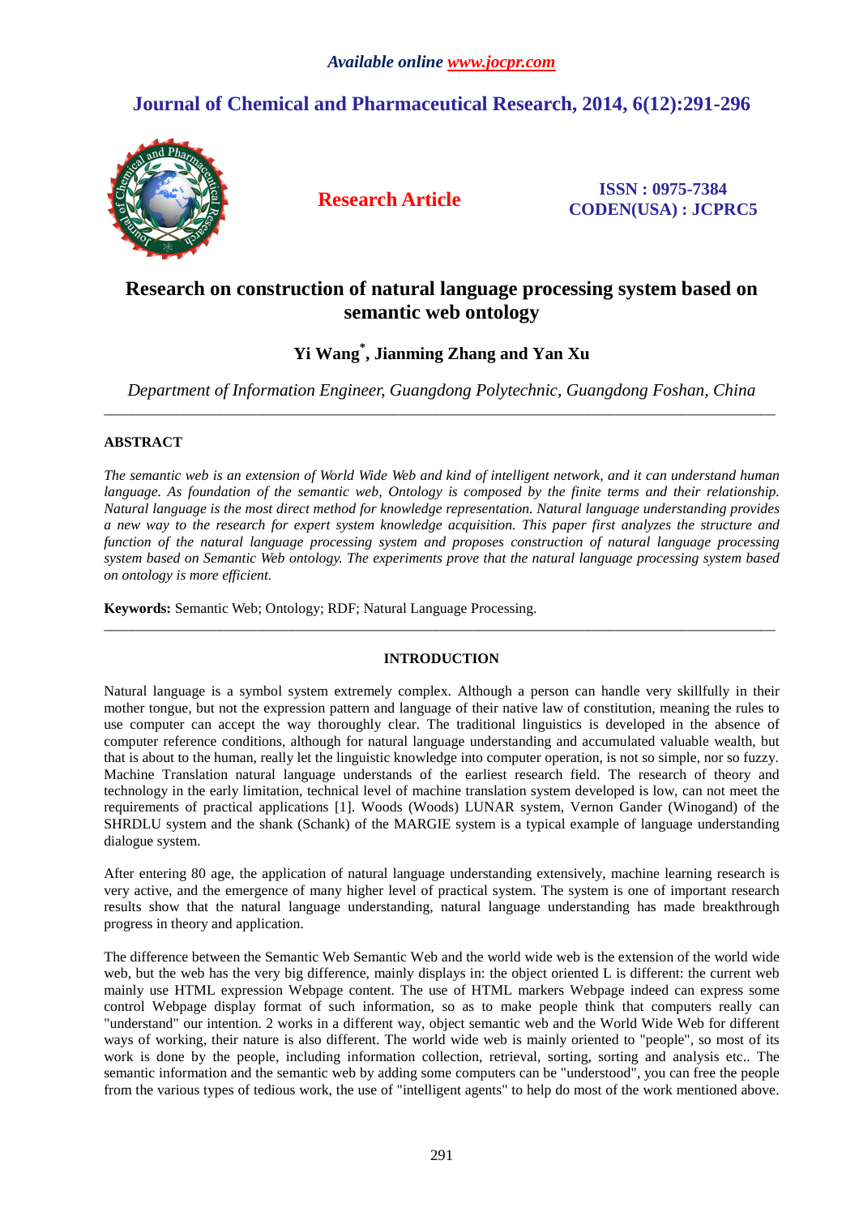*Available online www.jocpr.com*

# Journal of Chemical and Pharmaceutical Research, 2014, 6(12):291-296

**Research Article**

**ISSN : 0975-7384**
**CODEN(USA) : JCPRC5**

# Research on construction of natural language processing system based on semantic web ontology

**Yi Wang[*], Jianming Zhang and Yan Xu**

*Department of Information Engineer, Guangdong Polytechnic, Guangdong Foshan, China*

---

## ABSTRACT

*The semantic web is an extension of World Wide Web and kind of intelligent network, and it can understand human language. As foundation of the semantic web, Ontology is composed by the finite terms and their relationship. Natural language is the most direct method for knowledge representation. Natural language understanding provides a new way to the research for expert system knowledge acquisition. This paper first analyzes the structure and function of the natural language processing system and proposes construction of natural language processing system based on Semantic Web ontology. The experiments prove that the natural language processing system based on ontology is more efficient.*

**Keywords:** Semantic Web; Ontology; RDF; Natural Language Processing.

---

## INTRODUCTION

Natural language is a symbol system extremely complex. Although a person can handle very skillfully in their mother tongue, but not the expression pattern and language of their native law of constitution, meaning the rules to use computer can accept the way thoroughly clear. The traditional linguistics is developed in the absence of computer reference conditions, although for natural language understanding and accumulated valuable wealth, but that is about to the human, really let the linguistic knowledge into computer operation, is not so simple, nor so fuzzy. Machine Translation natural language understands of the earliest research field. The research of theory and technology in the early limitation, technical level of machine translation system developed is low, can not meet the requirements of practical applications [1]. Woods (Woods) LUNAR system, Vernon Gander (Winogand) of the SHRDLU system and the shank (Schank) of the MARGIE system is a typical example of language understanding dialogue system.

After entering 80 age, the application of natural language understanding extensively, machine learning research is very active, and the emergence of many higher level of practical system. The system is one of important research results show that the natural language understanding, natural language understanding has made breakthrough progress in theory and application.

The difference between the Semantic Web Semantic Web and the world wide web is the extension of the world wide web, but the web has the very big difference, mainly displays in: the object oriented L is different: the current web mainly use HTML expression Webpage content. The use of HTML markers Webpage indeed can express some control Webpage display format of such information, so as to make people think that computers really can "understand" our intention. 2 works in a different way, object semantic web and the World Wide Web for different ways of working, their nature is also different. The world wide web is mainly oriented to "people", so most of its work is done by the people, including information collection, retrieval, sorting, sorting and analysis etc.. The semantic information and the semantic web by adding some computers can be "understood", you can free the people from the various types of tedious work, the use of "intelligent agents" to help do most of the work mentioned above.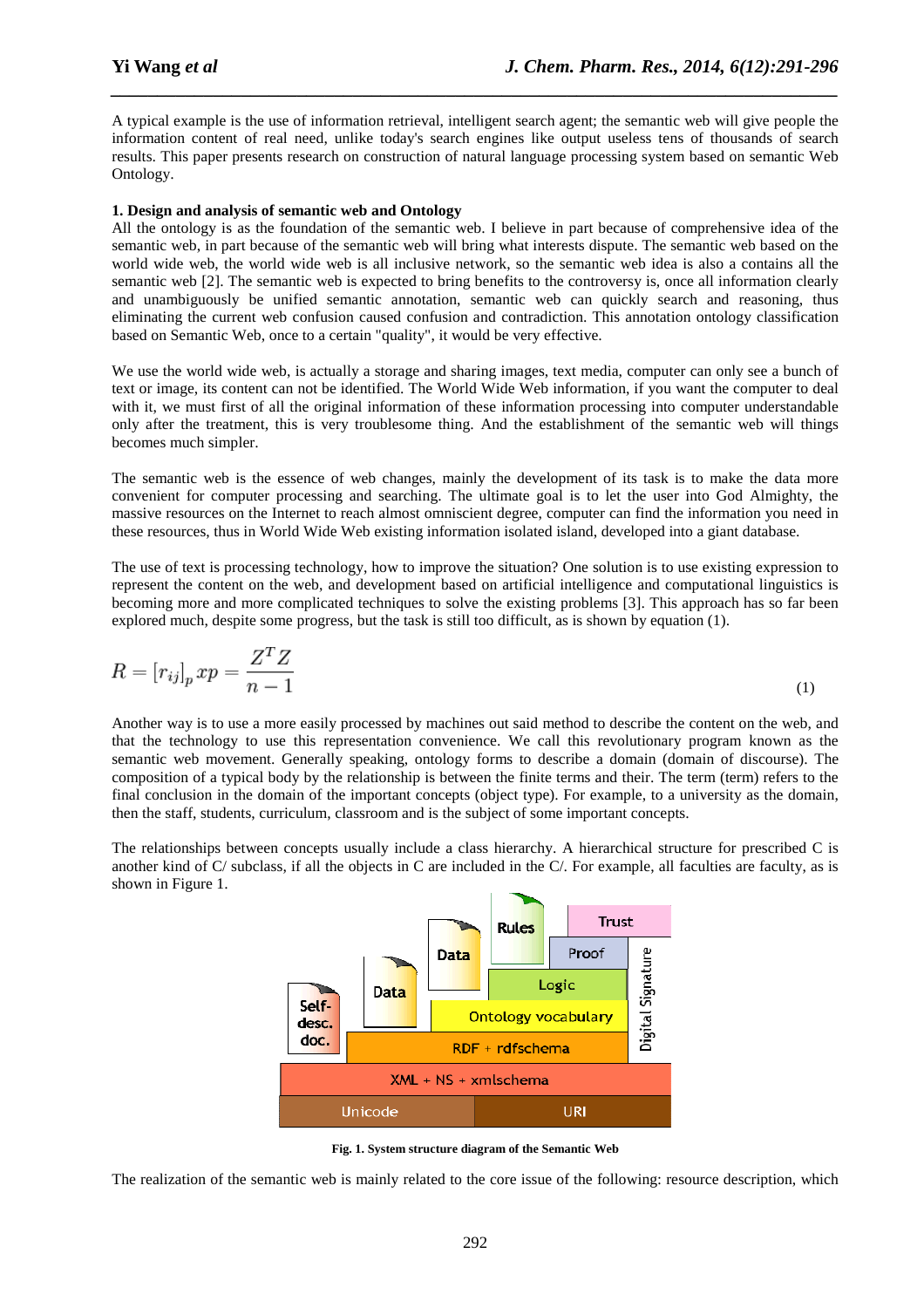A typical example is the use of information retrieval, intelligent search agent; the semantic web will give people the information content of real need, unlike today's search engines like output useless tens of thousands of search results. This paper presents research on construction of natural language processing system based on semantic Web Ontology.

### 1. Design and analysis of semantic web and Ontology

All the ontology is as the foundation of the semantic web. I believe in part because of comprehensive idea of the semantic web, in part because of the semantic web will bring what interests dispute. The semantic web based on the world wide web, the world wide web is all inclusive network, so the semantic web idea is also a contains all the semantic web [2]. The semantic web is expected to bring benefits to the controversy is, once all information clearly and unambiguously be unified semantic annotation, semantic web can quickly search and reasoning, thus eliminating the current web confusion caused confusion and contradiction. This annotation ontology classification based on Semantic Web, once to a certain "quality", it would be very effective.

We use the world wide web, is actually a storage and sharing images, text media, computer can only see a bunch of text or image, its content can not be identified. The World Wide Web information, if you want the computer to deal with it, we must first of all the original information of these information processing into computer understandable only after the treatment, this is very troublesome thing. And the establishment of the semantic web will things becomes much simpler.

The semantic web is the essence of web changes, mainly the development of its task is to make the data more convenient for computer processing and searching. The ultimate goal is to let the user into God Almighty, the massive resources on the Internet to reach almost omniscient degree, computer can find the information you need in these resources, thus in World Wide Web existing information isolated island, developed into a giant database.

The use of text is processing technology, how to improve the situation? One solution is to use existing expression to represent the content on the web, and development based on artificial intelligence and computational linguistics is becoming more and more complicated techniques to solve the existing problems [3]. This approach has so far been explored much, despite some progress, but the task is still too difficult, as is shown by equation (1).

$$R = \left[r_{ij}\right]_p xp = \frac{Z^T Z}{n-1} \tag{1}$$

Another way is to use a more easily processed by machines out said method to describe the content on the web, and that the technology to use this representation convenience. We call this revolutionary program known as the semantic web movement. Generally speaking, ontology forms to describe a domain (domain of discourse). The composition of a typical body by the relationship is between the finite terms and their. The term (term) refers to the final conclusion in the domain of the important concepts (object type). For example, to a university as the domain, then the staff, students, curriculum, classroom and is the subject of some important concepts.

The relationships between concepts usually include a class hierarchy. A hierarchical structure for prescribed C is another kind of C/ subclass, if all the objects in C are included in the C/. For example, all faculties are faculty, as is shown in Figure 1.

Self-desc. doc. | Data | Data | Rules | Trust | Proof | Logic | Ontology vocabulary | RDF + rdfschema | XML + NS + xmlschema | Unicode | URI | Digital Signature

**Fig. 1. System structure diagram of the Semantic Web**

The realization of the semantic web is mainly related to the core issue of the following: resource description, which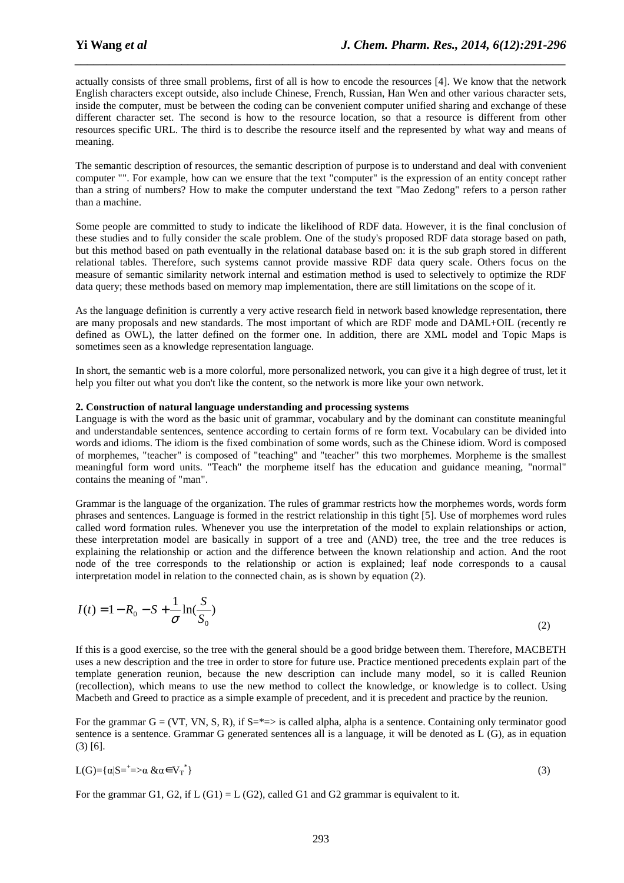actually consists of three small problems, first of all is how to encode the resources [4]. We know that the network English characters except outside, also include Chinese, French, Russian, Han Wen and other various character sets, inside the computer, must be between the coding can be convenient computer unified sharing and exchange of these different character set. The second is how to the resource location, so that a resource is different from other resources specific URL. The third is to describe the resource itself and the represented by what way and means of meaning.

The semantic description of resources, the semantic description of purpose is to understand and deal with convenient computer "". For example, how can we ensure that the text "computer" is the expression of an entity concept rather than a string of numbers? How to make the computer understand the text "Mao Zedong" refers to a person rather than a machine.

Some people are committed to study to indicate the likelihood of RDF data. However, it is the final conclusion of these studies and to fully consider the scale problem. One of the study's proposed RDF data storage based on path, but this method based on path eventually in the relational database based on: it is the sub graph stored in different relational tables. Therefore, such systems cannot provide massive RDF data query scale. Others focus on the measure of semantic similarity network internal and estimation method is used to selectively to optimize the RDF data query; these methods based on memory map implementation, there are still limitations on the scope of it.

As the language definition is currently a very active research field in network based knowledge representation, there are many proposals and new standards. The most important of which are RDF mode and DAML+OIL (recently re defined as OWL), the latter defined on the former one. In addition, there are XML model and Topic Maps is sometimes seen as a knowledge representation language.

In short, the semantic web is a more colorful, more personalized network, you can give it a high degree of trust, let it help you filter out what you don't like the content, so the network is more like your own network.

**2. Construction of natural language understanding and processing systems**

Language is with the word as the basic unit of grammar, vocabulary and by the dominant can constitute meaningful and understandable sentences, sentence according to certain forms of re form text. Vocabulary can be divided into words and idioms. The idiom is the fixed combination of some words, such as the Chinese idiom. Word is composed of morphemes, "teacher" is composed of "teaching" and "teacher" this two morphemes. Morpheme is the smallest meaningful form word units. "Teach" the morpheme itself has the education and guidance meaning, "normal" contains the meaning of "man".

Grammar is the language of the organization. The rules of grammar restricts how the morphemes words, words form phrases and sentences. Language is formed in the restrict relationship in this tight [5]. Use of morphemes word rules called word formation rules. Whenever you use the interpretation of the model to explain relationships or action, these interpretation model are basically in support of a tree and (AND) tree, the tree and the tree reduces is explaining the relationship or action and the difference between the known relationship and action. And the root node of the tree corresponds to the relationship or action is explained; leaf node corresponds to a causal interpretation model in relation to the connected chain, as is shown by equation (2).

$$I(t) = 1 - R_0 - S + \frac{1}{\sigma}\ln(\frac{S}{S_0}) \tag{2}$$

If this is a good exercise, so the tree with the general should be a good bridge between them. Therefore, MACBETH uses a new description and the tree in order to store for future use. Practice mentioned precedents explain part of the template generation reunion, because the new description can include many model, so it is called Reunion (recollection), which means to use the new method to collect the knowledge, or knowledge is to collect. Using Macbeth and Greed to practice as a simple example of precedent, and it is precedent and practice by the reunion.

For the grammar G = (VT, VN, S, R), if S=*=> is called alpha, alpha is a sentence. Containing only terminator good sentence is a sentence. Grammar G generated sentences all is a language, it will be denoted as L (G), as in equation (3) [6].

$$L(G)=\{\alpha|S \overset{+}{=}> \alpha \;\&\; \alpha \in V_T^{\,*}\} \tag{3}$$

For the grammar G1, G2, if L (G1) = L (G2), called G1 and G2 grammar is equivalent to it.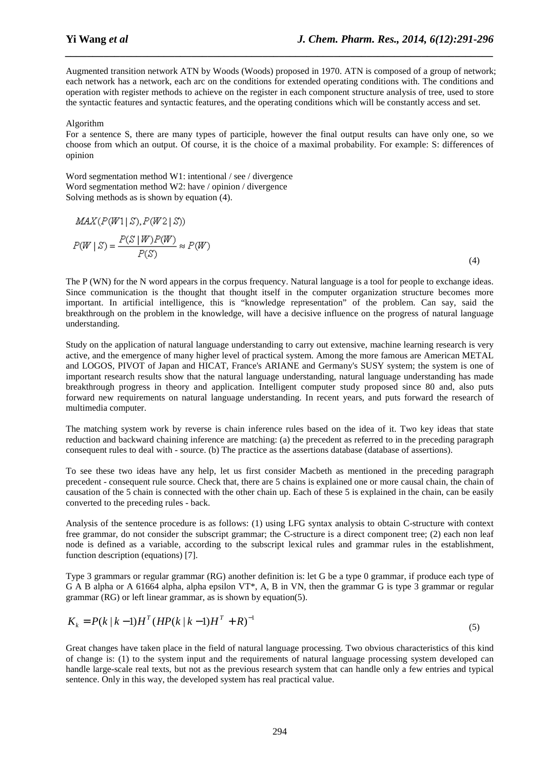Augmented transition network ATN by Woods (Woods) proposed in 1970. ATN is composed of a group of network; each network has a network, each arc on the conditions for extended operating conditions with. The conditions and operation with register methods to achieve on the register in each component structure analysis of tree, used to store the syntactic features and syntactic features, and the operating conditions which will be constantly access and set.

Algorithm

For a sentence S, there are many types of participle, however the final output results can have only one, so we choose from which an output. Of course, it is the choice of a maximal probability. For example: S: differences of opinion

Word segmentation method W1: intentional / see / divergence
Word segmentation method W2: have / opinion / divergence
Solving methods as is shown by equation (4).

$$MAX(P(W1\mid S), P(W2\mid S))$$

$$P(W\mid S) = \frac{P(S\mid W)P(W)}{P(S)} \approx P(W) \tag{4}$$

The P (WN) for the N word appears in the corpus frequency. Natural language is a tool for people to exchange ideas. Since communication is the thought that thought itself in the computer organization structure becomes more important. In artificial intelligence, this is "knowledge representation" of the problem. Can say, said the breakthrough on the problem in the knowledge, will have a decisive influence on the progress of natural language understanding.

Study on the application of natural language understanding to carry out extensive, machine learning research is very active, and the emergence of many higher level of practical system. Among the more famous are American METAL and LOGOS, PIVOT of Japan and HICAT, France's ARIANE and Germany's SUSY system; the system is one of important research results show that the natural language understanding, natural language understanding has made breakthrough progress in theory and application. Intelligent computer study proposed since 80 and, also puts forward new requirements on natural language understanding. In recent years, and puts forward the research of multimedia computer.

The matching system work by reverse is chain inference rules based on the idea of it. Two key ideas that state reduction and backward chaining inference are matching: (a) the precedent as referred to in the preceding paragraph consequent rules to deal with - source. (b) The practice as the assertions database (database of assertions).

To see these two ideas have any help, let us first consider Macbeth as mentioned in the preceding paragraph precedent - consequent rule source. Check that, there are 5 chains is explained one or more causal chain, the chain of causation of the 5 chain is connected with the other chain up. Each of these 5 is explained in the chain, can be easily converted to the preceding rules - back.

Analysis of the sentence procedure is as follows: (1) using LFG syntax analysis to obtain C-structure with context free grammar, do not consider the subscript grammar; the C-structure is a direct component tree; (2) each non leaf node is defined as a variable, according to the subscript lexical rules and grammar rules in the establishment, function description (equations) [7].

Type 3 grammars or regular grammar (RG) another definition is: let G be a type 0 grammar, if produce each type of G A B alpha or A 61664 alpha, alpha epsilon VT*, A, B in VN, then the grammar G is type 3 grammar or regular grammar (RG) or left linear grammar, as is shown by equation(5).

$$K_k = P(k\mid k-1)H^T(HP(k\mid k-1)H^T + R)^{-1} \tag{5}$$

Great changes have taken place in the field of natural language processing. Two obvious characteristics of this kind of change is: (1) to the system input and the requirements of natural language processing system developed can handle large-scale real texts, but not as the previous research system that can handle only a few entries and typical sentence. Only in this way, the developed system has real practical value.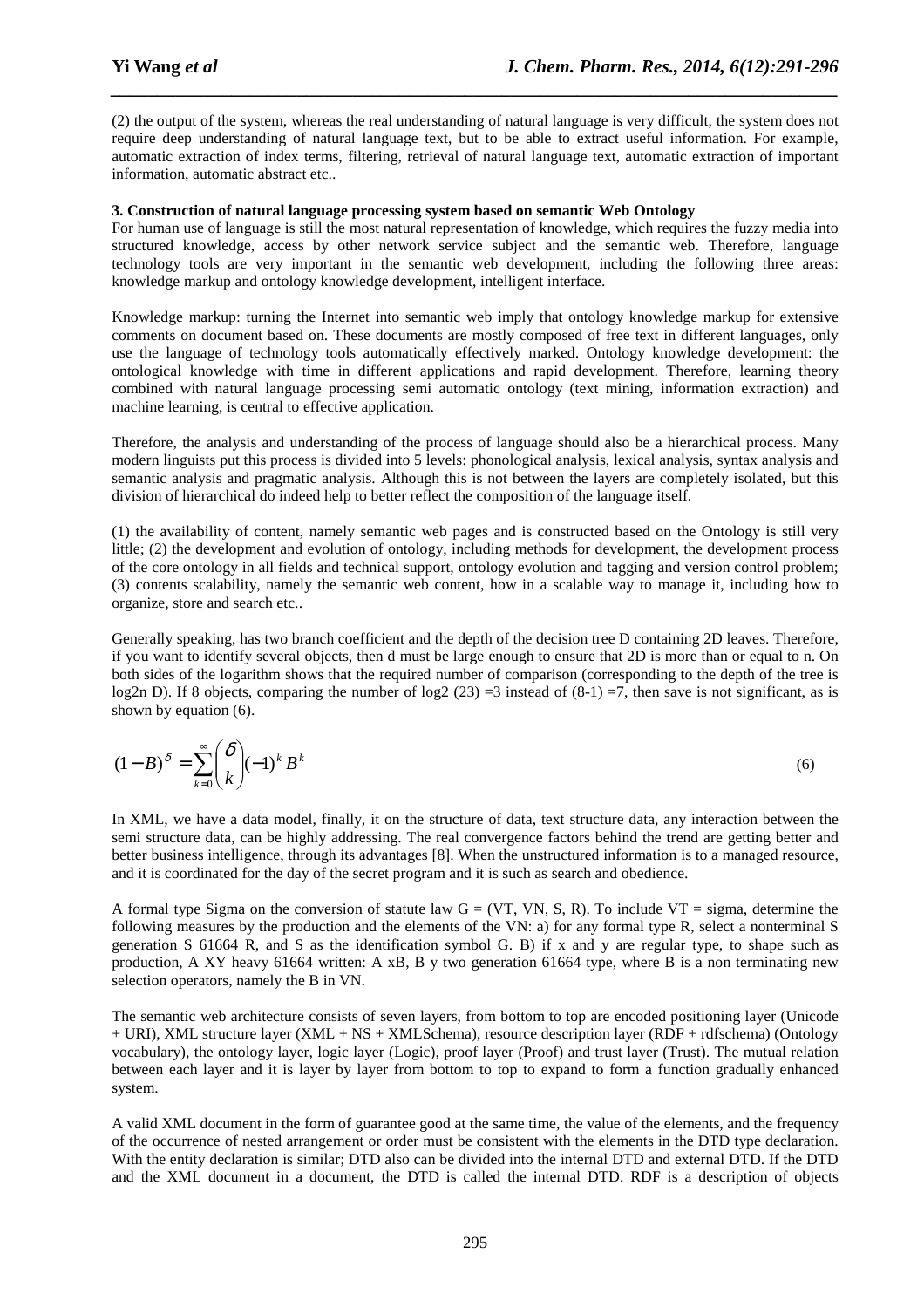(2) the output of the system, whereas the real understanding of natural language is very difficult, the system does not require deep understanding of natural language text, but to be able to extract useful information. For example, automatic extraction of index terms, filtering, retrieval of natural language text, automatic extraction of important information, automatic abstract etc..

**3. Construction of natural language processing system based on semantic Web Ontology**

For human use of language is still the most natural representation of knowledge, which requires the fuzzy media into structured knowledge, access by other network service subject and the semantic web. Therefore, language technology tools are very important in the semantic web development, including the following three areas: knowledge markup and ontology knowledge development, intelligent interface.

Knowledge markup: turning the Internet into semantic web imply that ontology knowledge markup for extensive comments on document based on. These documents are mostly composed of free text in different languages, only use the language of technology tools automatically effectively marked. Ontology knowledge development: the ontological knowledge with time in different applications and rapid development. Therefore, learning theory combined with natural language processing semi automatic ontology (text mining, information extraction) and machine learning, is central to effective application.

Therefore, the analysis and understanding of the process of language should also be a hierarchical process. Many modern linguists put this process is divided into 5 levels: phonological analysis, lexical analysis, syntax analysis and semantic analysis and pragmatic analysis. Although this is not between the layers are completely isolated, but this division of hierarchical do indeed help to better reflect the composition of the language itself.

(1) the availability of content, namely semantic web pages and is constructed based on the Ontology is still very little; (2) the development and evolution of ontology, including methods for development, the development process of the core ontology in all fields and technical support, ontology evolution and tagging and version control problem; (3) contents scalability, namely the semantic web content, how in a scalable way to manage it, including how to organize, store and search etc..

Generally speaking, has two branch coefficient and the depth of the decision tree D containing 2D leaves. Therefore, if you want to identify several objects, then d must be large enough to ensure that 2D is more than or equal to n. On both sides of the logarithm shows that the required number of comparison (corresponding to the depth of the tree is log2n D). If 8 objects, comparing the number of log2 (23) =3 instead of (8-1) =7, then save is not significant, as is shown by equation (6).

$$(1-B)^{\delta} = \sum_{k=0}^{\infty} \binom{\delta}{k} (-1)^k B^k \tag{6}$$

In XML, we have a data model, finally, it on the structure of data, text structure data, any interaction between the semi structure data, can be highly addressing. The real convergence factors behind the trend are getting better and better business intelligence, through its advantages [8]. When the unstructured information is to a managed resource, and it is coordinated for the day of the secret program and it is such as search and obedience.

A formal type Sigma on the conversion of statute law G = (VT, VN, S, R). To include VT = sigma, determine the following measures by the production and the elements of the VN: a) for any formal type R, select a nonterminal S generation S 61664 R, and S as the identification symbol G. B) if x and y are regular type, to shape such as production, A XY heavy 61664 written: A xB, B y two generation 61664 type, where B is a non terminating new selection operators, namely the B in VN.

The semantic web architecture consists of seven layers, from bottom to top are encoded positioning layer (Unicode + URI), XML structure layer (XML + NS + XMLSchema), resource description layer (RDF + rdfschema) (Ontology vocabulary), the ontology layer, logic layer (Logic), proof layer (Proof) and trust layer (Trust). The mutual relation between each layer and it is layer by layer from bottom to top to expand to form a function gradually enhanced system.

A valid XML document in the form of guarantee good at the same time, the value of the elements, and the frequency of the occurrence of nested arrangement or order must be consistent with the elements in the DTD type declaration. With the entity declaration is similar; DTD also can be divided into the internal DTD and external DTD. If the DTD and the XML document in a document, the DTD is called the internal DTD. RDF is a description of objects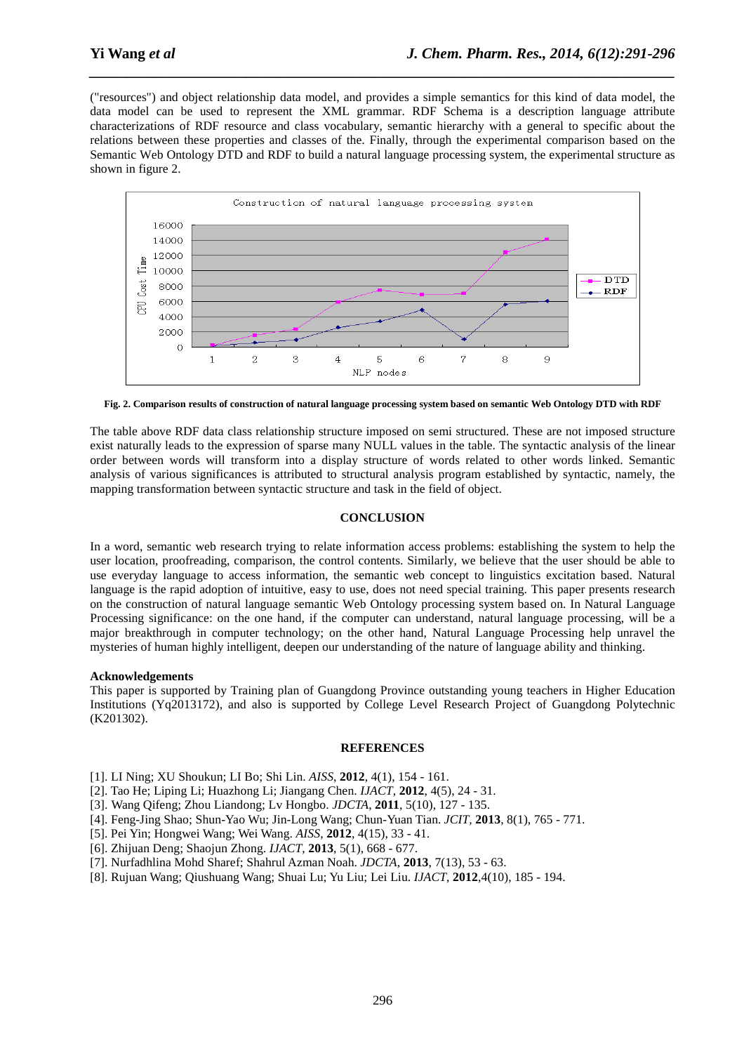("resources") and object relationship data model, and provides a simple semantics for this kind of data model, the data model can be used to represent the XML grammar. RDF Schema is a description language attribute characterizations of RDF resource and class vocabulary, semantic hierarchy with a general to specific about the relations between these properties and classes of the. Finally, through the experimental comparison based on the Semantic Web Ontology DTD and RDF to build a natural language processing system, the experimental structure as shown in figure 2.

Construction of natural language processing system

CPU Cost Time

16000
14000
12000
10000
8000
6000
4000
2000
0

1 2 3 4 5 6 7 8 9

NLP nodes

DTD
RDF

**Fig. 2. Comparison results of construction of natural language processing system based on semantic Web Ontology DTD with RDF**

The table above RDF data class relationship structure imposed on semi structured. These are not imposed structure exist naturally leads to the expression of sparse many NULL values in the table. The syntactic analysis of the linear order between words will transform into a display structure of words related to other words linked. Semantic analysis of various significances is attributed to structural analysis program established by syntactic, namely, the mapping transformation between syntactic structure and task in the field of object.

## CONCLUSION

In a word, semantic web research trying to relate information access problems: establishing the system to help the user location, proofreading, comparison, the control contents. Similarly, we believe that the user should be able to use everyday language to access information, the semantic web concept to linguistics excitation based. Natural language is the rapid adoption of intuitive, easy to use, does not need special training. This paper presents research on the construction of natural language semantic Web Ontology processing system based on. In Natural Language Processing significance: on the one hand, if the computer can understand, natural language processing, will be a major breakthrough in computer technology; on the other hand, Natural Language Processing help unravel the mysteries of human highly intelligent, deepen our understanding of the nature of language ability and thinking.

### Acknowledgements

This paper is supported by Training plan of Guangdong Province outstanding young teachers in Higher Education Institutions (Yq2013172), and also is supported by College Level Research Project of Guangdong Polytechnic (K201302).

## REFERENCES

[1]. LI Ning; XU Shoukun; LI Bo; Shi Lin. *AISS*, **2012**, 4(1), 154 - 161.
[2]. Tao He; Liping Li; Huazhong Li; Jiangang Chen. *IJACT*, **2012**, 4(5), 24 - 31.
[3]. Wang Qifeng; Zhou Liandong; Lv Hongbo. *JDCTA*, **2011**, 5(10), 127 - 135.
[4]. Feng-Jing Shao; Shun-Yao Wu; Jin-Long Wang; Chun-Yuan Tian. *JCIT*, **2013**, 8(1), 765 - 771.
[5]. Pei Yin; Hongwei Wang; Wei Wang. *AISS*, **2012**, 4(15), 33 - 41.
[6]. Zhijuan Deng; Shaojun Zhong. *IJACT*, **2013**, 5(1), 668 - 677.
[7]. Nurfadhlina Mohd Sharef; Shahrul Azman Noah. *JDCTA*, **2013**, 7(13), 53 - 63.
[8]. Rujuan Wang; Qiushuang Wang; Shuai Lu; Yu Liu; Lei Liu. *IJACT*, **2012**,4(10), 185 - 194.